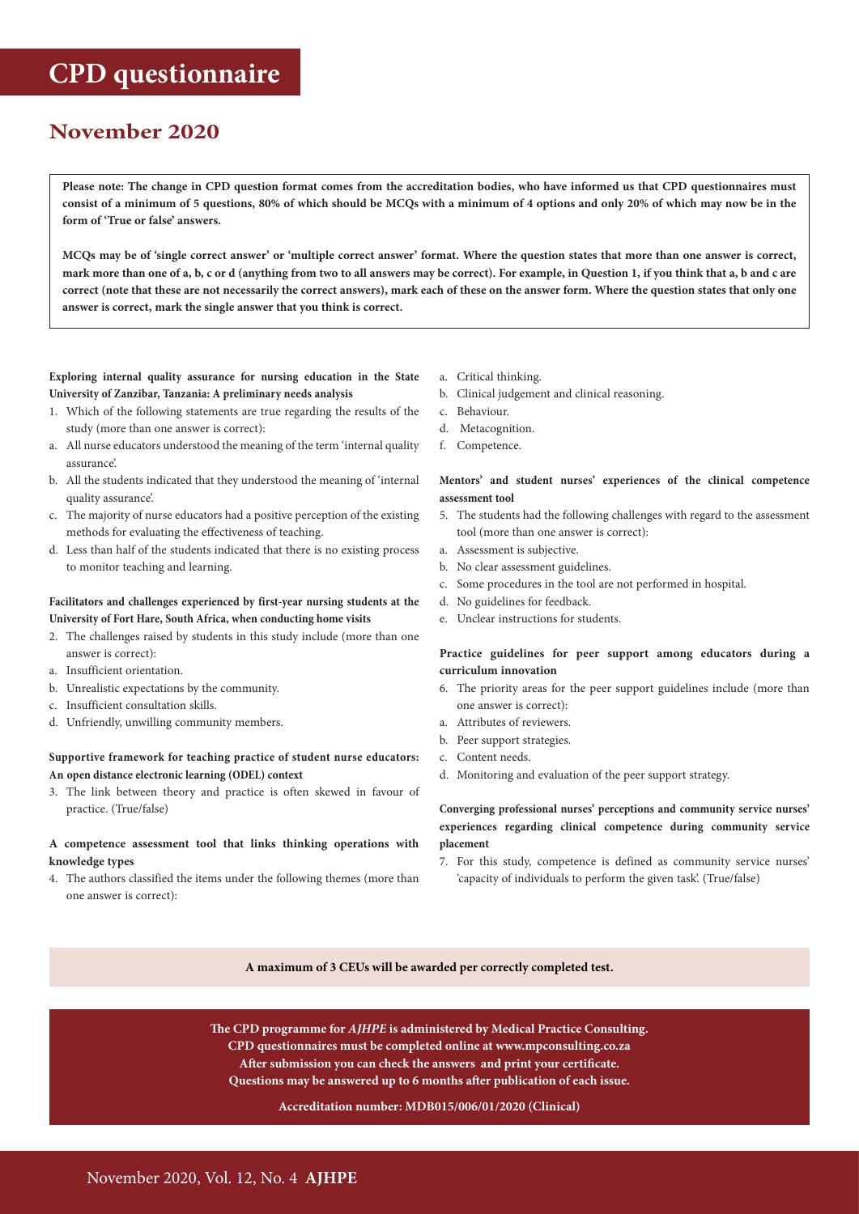# CPD questionnaire

## November 2020

**Please note: The change in CPD question format comes from the accreditation bodies, who have informed us that CPD questionnaires must consist of a minimum of 5 questions, 80% of which should be MCQs with a minimum of 4 options and only 20% of which may now be in the form of 'True or false' answers.**

**MCQs may be of 'single correct answer' or 'multiple correct answer' format. Where the question states that more than one answer is correct, mark more than one of a, b, c or d (anything from two to all answers may be correct). For example, in Question 1, if you think that a, b and c are correct (note that these are not necessarily the correct answers), mark each of these on the answer form. Where the question states that only one answer is correct, mark the single answer that you think is correct.**

**Exploring internal quality assurance for nursing education in the State University of Zanzibar, Tanzania: A preliminary needs analysis**

1. Which of the following statements are true regarding the results of the study (more than one answer is correct):

a. All nurse educators understood the meaning of the term 'internal quality assurance'.

b. All the students indicated that they understood the meaning of 'internal quality assurance'.

c. The majority of nurse educators had a positive perception of the existing methods for evaluating the effectiveness of teaching.

d. Less than half of the students indicated that there is no existing process to monitor teaching and learning.

**Facilitators and challenges experienced by first-year nursing students at the University of Fort Hare, South Africa, when conducting home visits**

2. The challenges raised by students in this study include (more than one answer is correct):

a. Insufficient orientation.

b. Unrealistic expectations by the community.

c. Insufficient consultation skills.

d. Unfriendly, unwilling community members.

**Supportive framework for teaching practice of student nurse educators: An open distance electronic learning (ODEL) context**

3. The link between theory and practice is often skewed in favour of practice. (True/false)

**A competence assessment tool that links thinking operations with knowledge types**

4. The authors classified the items under the following themes (more than one answer is correct):

a. Critical thinking.

b. Clinical judgement and clinical reasoning.

c. Behaviour.

d. Metacognition.

f. Competence.

**Mentors' and student nurses' experiences of the clinical competence assessment tool**

5. The students had the following challenges with regard to the assessment tool (more than one answer is correct):

a. Assessment is subjective.

b. No clear assessment guidelines.

c. Some procedures in the tool are not performed in hospital.

d. No guidelines for feedback.

e. Unclear instructions for students.

**Practice guidelines for peer support among educators during a curriculum innovation**

6. The priority areas for the peer support guidelines include (more than one answer is correct):

a. Attributes of reviewers.

b. Peer support strategies.

c. Content needs.

d. Monitoring and evaluation of the peer support strategy.

**Converging professional nurses' perceptions and community service nurses' experiences regarding clinical competence during community service placement**

7. For this study, competence is defined as community service nurses' 'capacity of individuals to perform the given task'. (True/false)

**A maximum of 3 CEUs will be awarded per correctly completed test.**

**The CPD programme for *AJHPE* is administered by Medical Practice Consulting.**
**CPD questionnaires must be completed online at www.mpconsulting.co.za**
**After submission you can check the answers and print your certificate.**
**Questions may be answered up to 6 months after publication of each issue.**

**Accreditation number: MDB015/006/01/2020 (Clinical)**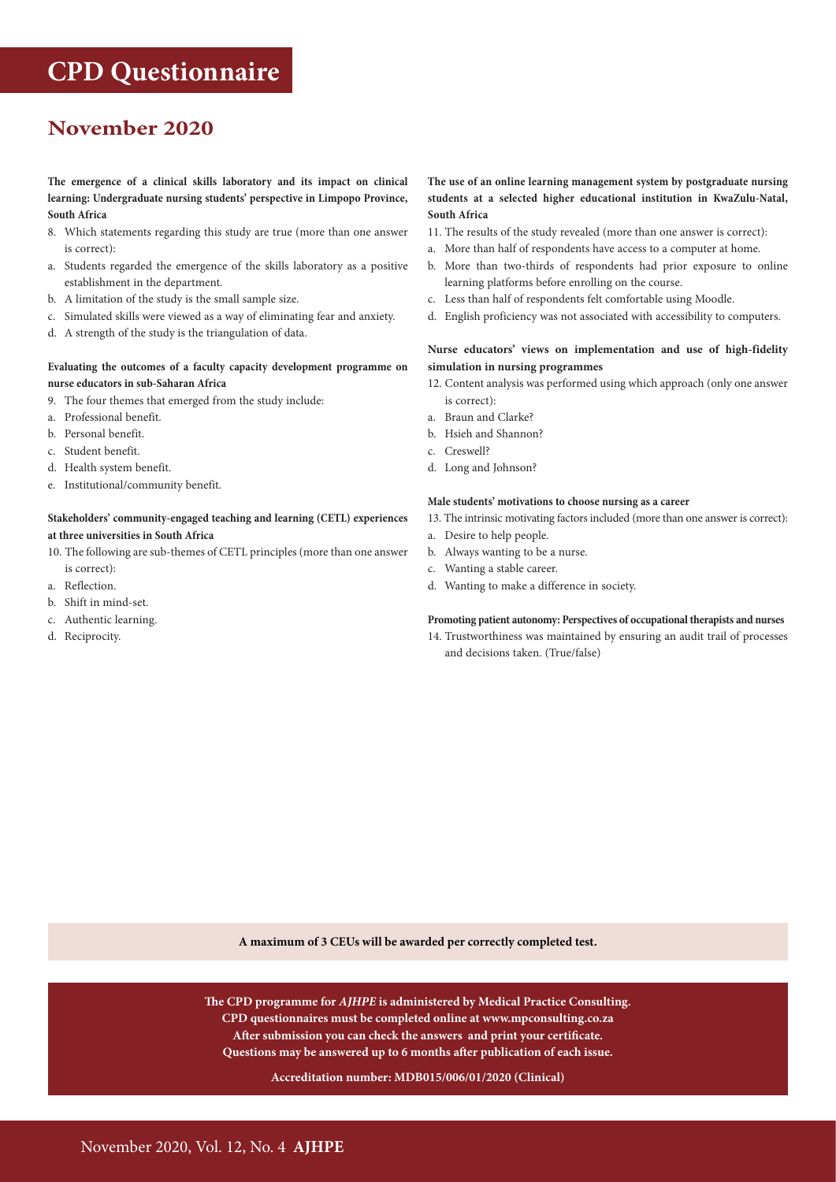# CPD Questionnaire

## November 2020

**The emergence of a clinical skills laboratory and its impact on clinical learning: Undergraduate nursing students' perspective in Limpopo Province, South Africa**

8. Which statements regarding this study are true (more than one answer is correct):
   a. Students regarded the emergence of the skills laboratory as a positive establishment in the department.
   b. A limitation of the study is the small sample size.
   c. Simulated skills were viewed as a way of eliminating fear and anxiety.
   d. A strength of the study is the triangulation of data.

**Evaluating the outcomes of a faculty capacity development programme on nurse educators in sub-Saharan Africa**

9. The four themes that emerged from the study include:
   a. Professional benefit.
   b. Personal benefit.
   c. Student benefit.
   d. Health system benefit.
   e. Institutional/community benefit.

**Stakeholders' community-engaged teaching and learning (CETL) experiences at three universities in South Africa**

10. The following are sub-themes of CETL principles (more than one answer is correct):
    a. Reflection.
    b. Shift in mind-set.
    c. Authentic learning.
    d. Reciprocity.

**The use of an online learning management system by postgraduate nursing students at a selected higher educational institution in KwaZulu-Natal, South Africa**

11. The results of the study revealed (more than one answer is correct):
    a. More than half of respondents have access to a computer at home.
    b. More than two-thirds of respondents had prior exposure to online learning platforms before enrolling on the course.
    c. Less than half of respondents felt comfortable using Moodle.
    d. English proficiency was not associated with accessibility to computers.

**Nurse educators' views on implementation and use of high-fidelity simulation in nursing programmes**

12. Content analysis was performed using which approach (only one answer is correct):
    a. Braun and Clarke?
    b. Hsieh and Shannon?
    c. Creswell?
    d. Long and Johnson?

**Male students' motivations to choose nursing as a career**

13. The intrinsic motivating factors included (more than one answer is correct):
    a. Desire to help people.
    b. Always wanting to be a nurse.
    c. Wanting a stable career.
    d. Wanting to make a difference in society.

**Promoting patient autonomy: Perspectives of occupational therapists and nurses**

14. Trustworthiness was maintained by ensuring an audit trail of processes and decisions taken. (True/false)

**A maximum of 3 CEUs will be awarded per correctly completed test.**

**The CPD programme for *AJHPE* is administered by Medical Practice Consulting.**
**CPD questionnaires must be completed online at www.mpconsulting.co.za**
**After submission you can check the answers and print your certificate.**
**Questions may be answered up to 6 months after publication of each issue.**

**Accreditation number: MDB015/006/01/2020 (Clinical)**